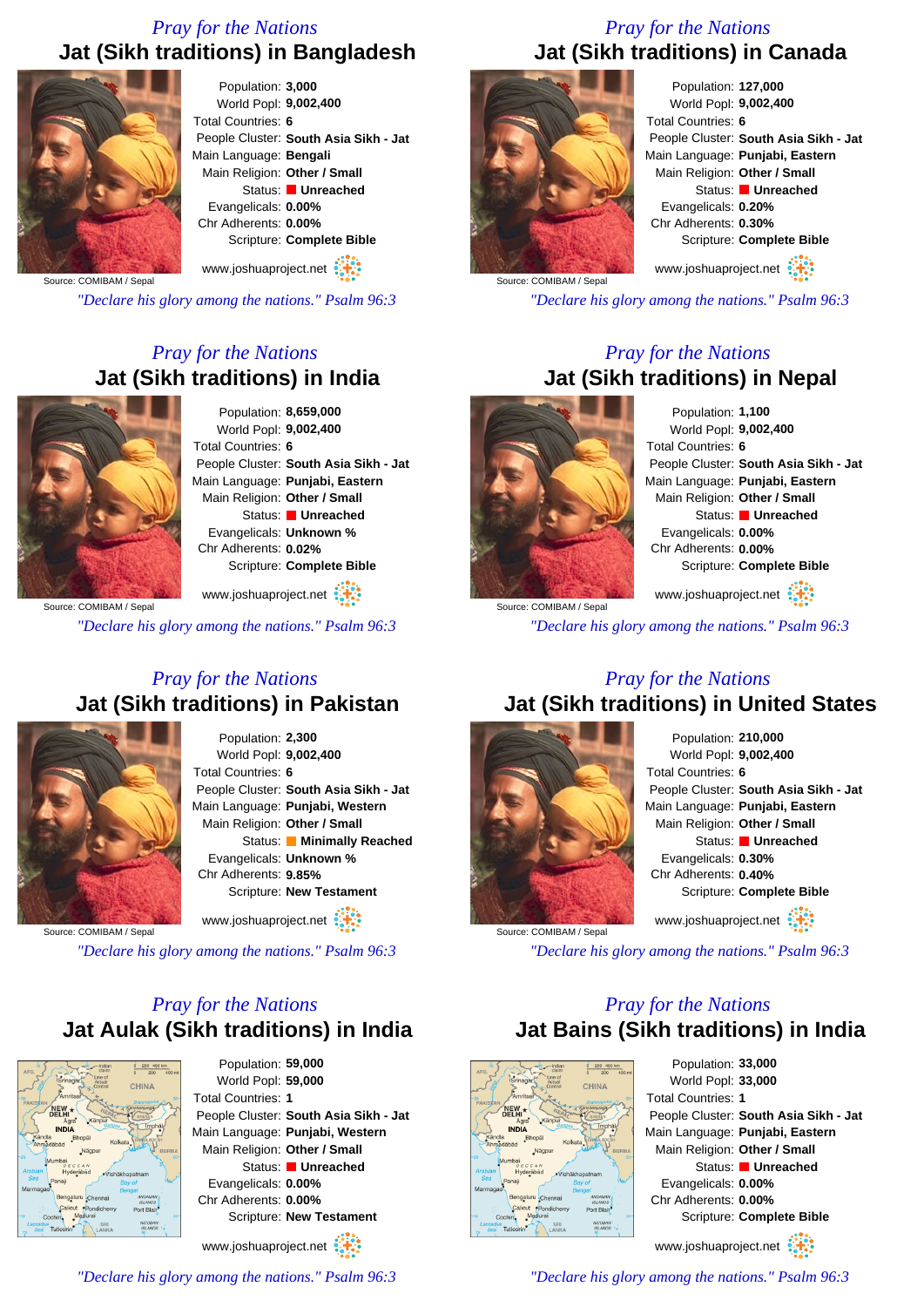*Pray for the Nations*

## Jat (Sikh traditions) in Bangladesh

Population: **3,000**
World Popl: **9,002,400**
Total Countries: **6**
People Cluster: **South Asia Sikh - Jat**
Main Language: **Bengali**
Main Religion: **Other / Small**
Status: **Unreached**
Evangelicals: **0.00%**
Chr Adherents: **0.00%**
Scripture: **Complete Bible**

Source: COMIBAM / Sepal

www.joshuaproject.net

*"Declare his glory among the nations." Psalm 96:3*

*Pray for the Nations*

## Jat (Sikh traditions) in Canada

Population: **127,000**
World Popl: **9,002,400**
Total Countries: **6**
People Cluster: **South Asia Sikh - Jat**
Main Language: **Punjabi, Eastern**
Main Religion: **Other / Small**
Status: **Unreached**
Evangelicals: **0.20%**
Chr Adherents: **0.30%**
Scripture: **Complete Bible**

Source: COMIBAM / Sepal

www.joshuaproject.net

*"Declare his glory among the nations." Psalm 96:3*

*Pray for the Nations*

## Jat (Sikh traditions) in India

Population: **8,659,000**
World Popl: **9,002,400**
Total Countries: **6**
People Cluster: **South Asia Sikh - Jat**
Main Language: **Punjabi, Eastern**
Main Religion: **Other / Small**
Status: **Unreached**
Evangelicals: **Unknown %**
Chr Adherents: **0.02%**
Scripture: **Complete Bible**

Source: COMIBAM / Sepal

www.joshuaproject.net

*"Declare his glory among the nations." Psalm 96:3*

*Pray for the Nations*

## Jat (Sikh traditions) in Nepal

Population: **1,100**
World Popl: **9,002,400**
Total Countries: **6**
People Cluster: **South Asia Sikh - Jat**
Main Language: **Punjabi, Eastern**
Main Religion: **Other / Small**
Status: **Unreached**
Evangelicals: **0.00%**
Chr Adherents: **0.00%**
Scripture: **Complete Bible**

Source: COMIBAM / Sepal

www.joshuaproject.net

*"Declare his glory among the nations." Psalm 96:3*

*Pray for the Nations*

## Jat (Sikh traditions) in Pakistan

Population: **2,300**
World Popl: **9,002,400**
Total Countries: **6**
People Cluster: **South Asia Sikh - Jat**
Main Language: **Punjabi, Western**
Main Religion: **Other / Small**
Status: **Minimally Reached**
Evangelicals: **Unknown %**
Chr Adherents: **9.85%**
Scripture: **New Testament**

Source: COMIBAM / Sepal

www.joshuaproject.net

*"Declare his glory among the nations." Psalm 96:3*

*Pray for the Nations*

## Jat (Sikh traditions) in United States

Population: **210,000**
World Popl: **9,002,400**
Total Countries: **6**
People Cluster: **South Asia Sikh - Jat**
Main Language: **Punjabi, Eastern**
Main Religion: **Other / Small**
Status: **Unreached**
Evangelicals: **0.30%**
Chr Adherents: **0.40%**
Scripture: **Complete Bible**

Source: COMIBAM / Sepal

www.joshuaproject.net

*"Declare his glory among the nations." Psalm 96:3*

*Pray for the Nations*

## Jat Aulak (Sikh traditions) in India

Population: **59,000**
World Popl: **59,000**
Total Countries: **1**
People Cluster: **South Asia Sikh - Jat**
Main Language: **Punjabi, Western**
Main Religion: **Other / Small**
Status: **Unreached**
Evangelicals: **0.00%**
Chr Adherents: **0.00%**
Scripture: **New Testament**

www.joshuaproject.net

*"Declare his glory among the nations." Psalm 96:3*

*Pray for the Nations*

## Jat Bains (Sikh traditions) in India

Population: **33,000**
World Popl: **33,000**
Total Countries: **1**
People Cluster: **South Asia Sikh - Jat**
Main Language: **Punjabi, Eastern**
Main Religion: **Other / Small**
Status: **Unreached**
Evangelicals: **0.00%**
Chr Adherents: **0.00%**
Scripture: **Complete Bible**

www.joshuaproject.net

*"Declare his glory among the nations." Psalm 96:3*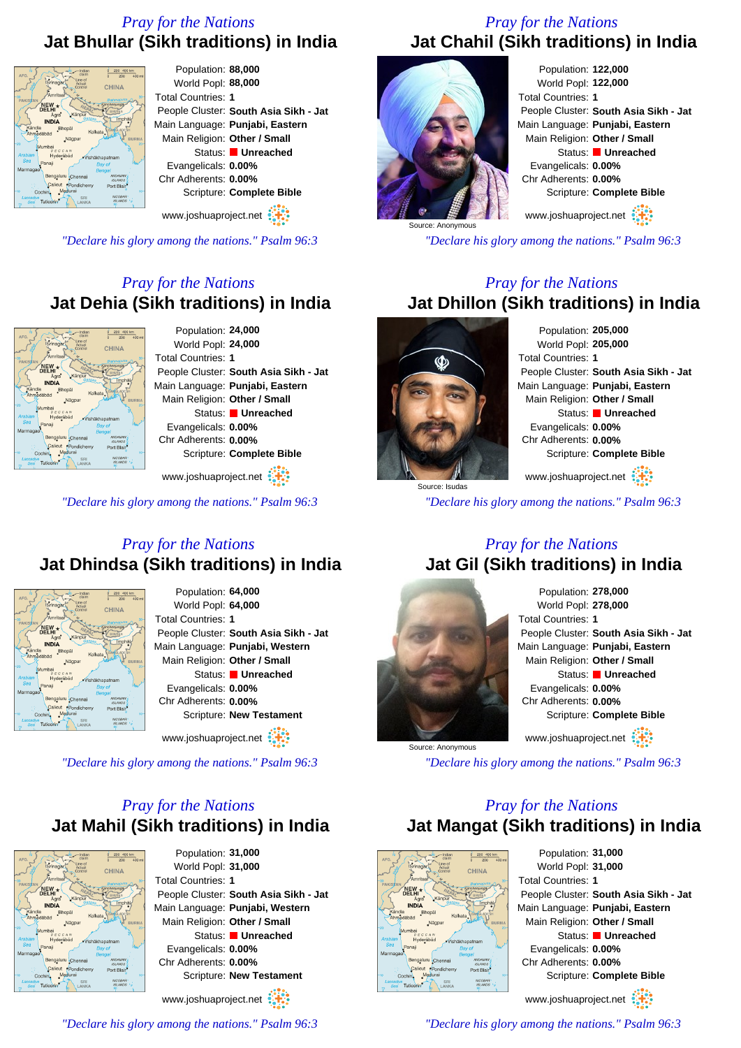*Pray for the Nations*

## Jat Bhullar (Sikh traditions) in India

Population: **88,000**
World Popl: **88,000**
Total Countries: **1**
People Cluster: **South Asia Sikh - Jat**
Main Language: **Punjabi, Eastern**
Main Religion: **Other / Small**
Status: **Unreached**
Evangelicals: **0.00%**
Chr Adherents: **0.00%**
Scripture: **Complete Bible**

www.joshuaproject.net

*"Declare his glory among the nations." Psalm 96:3*

*Pray for the Nations*

## Jat Chahil (Sikh traditions) in India

Source: Anonymous

Population: **122,000**
World Popl: **122,000**
Total Countries: **1**
People Cluster: **South Asia Sikh - Jat**
Main Language: **Punjabi, Eastern**
Main Religion: **Other / Small**
Status: **Unreached**
Evangelicals: **0.00%**
Chr Adherents: **0.00%**
Scripture: **Complete Bible**

www.joshuaproject.net

*"Declare his glory among the nations." Psalm 96:3*

*Pray for the Nations*

## Jat Dehia (Sikh traditions) in India

Population: **24,000**
World Popl: **24,000**
Total Countries: **1**
People Cluster: **South Asia Sikh - Jat**
Main Language: **Punjabi, Eastern**
Main Religion: **Other / Small**
Status: **Unreached**
Evangelicals: **0.00%**
Chr Adherents: **0.00%**
Scripture: **Complete Bible**

www.joshuaproject.net

*"Declare his glory among the nations." Psalm 96:3*

*Pray for the Nations*

## Jat Dhillon (Sikh traditions) in India

Source: Isudas

Population: **205,000**
World Popl: **205,000**
Total Countries: **1**
People Cluster: **South Asia Sikh - Jat**
Main Language: **Punjabi, Eastern**
Main Religion: **Other / Small**
Status: **Unreached**
Evangelicals: **0.00%**
Chr Adherents: **0.00%**
Scripture: **Complete Bible**

www.joshuaproject.net

*"Declare his glory among the nations." Psalm 96:3*

*Pray for the Nations*

## Jat Dhindsa (Sikh traditions) in India

Population: **64,000**
World Popl: **64,000**
Total Countries: **1**
People Cluster: **South Asia Sikh - Jat**
Main Language: **Punjabi, Western**
Main Religion: **Other / Small**
Status: **Unreached**
Evangelicals: **0.00%**
Chr Adherents: **0.00%**
Scripture: **New Testament**

www.joshuaproject.net

*"Declare his glory among the nations." Psalm 96:3*

*Pray for the Nations*

## Jat Gil (Sikh traditions) in India

Source: Anonymous

Population: **278,000**
World Popl: **278,000**
Total Countries: **1**
People Cluster: **South Asia Sikh - Jat**
Main Language: **Punjabi, Eastern**
Main Religion: **Other / Small**
Status: **Unreached**
Evangelicals: **0.00%**
Chr Adherents: **0.00%**
Scripture: **Complete Bible**

www.joshuaproject.net

*"Declare his glory among the nations." Psalm 96:3*

*Pray for the Nations*

## Jat Mahil (Sikh traditions) in India

Population: **31,000**
World Popl: **31,000**
Total Countries: **1**
People Cluster: **South Asia Sikh - Jat**
Main Language: **Punjabi, Western**
Main Religion: **Other / Small**
Status: **Unreached**
Evangelicals: **0.00%**
Chr Adherents: **0.00%**
Scripture: **New Testament**

www.joshuaproject.net

*"Declare his glory among the nations." Psalm 96:3*

*Pray for the Nations*

## Jat Mangat (Sikh traditions) in India

Population: **31,000**
World Popl: **31,000**
Total Countries: **1**
People Cluster: **South Asia Sikh - Jat**
Main Language: **Punjabi, Eastern**
Main Religion: **Other / Small**
Status: **Unreached**
Evangelicals: **0.00%**
Chr Adherents: **0.00%**
Scripture: **Complete Bible**

www.joshuaproject.net

*"Declare his glory among the nations." Psalm 96:3*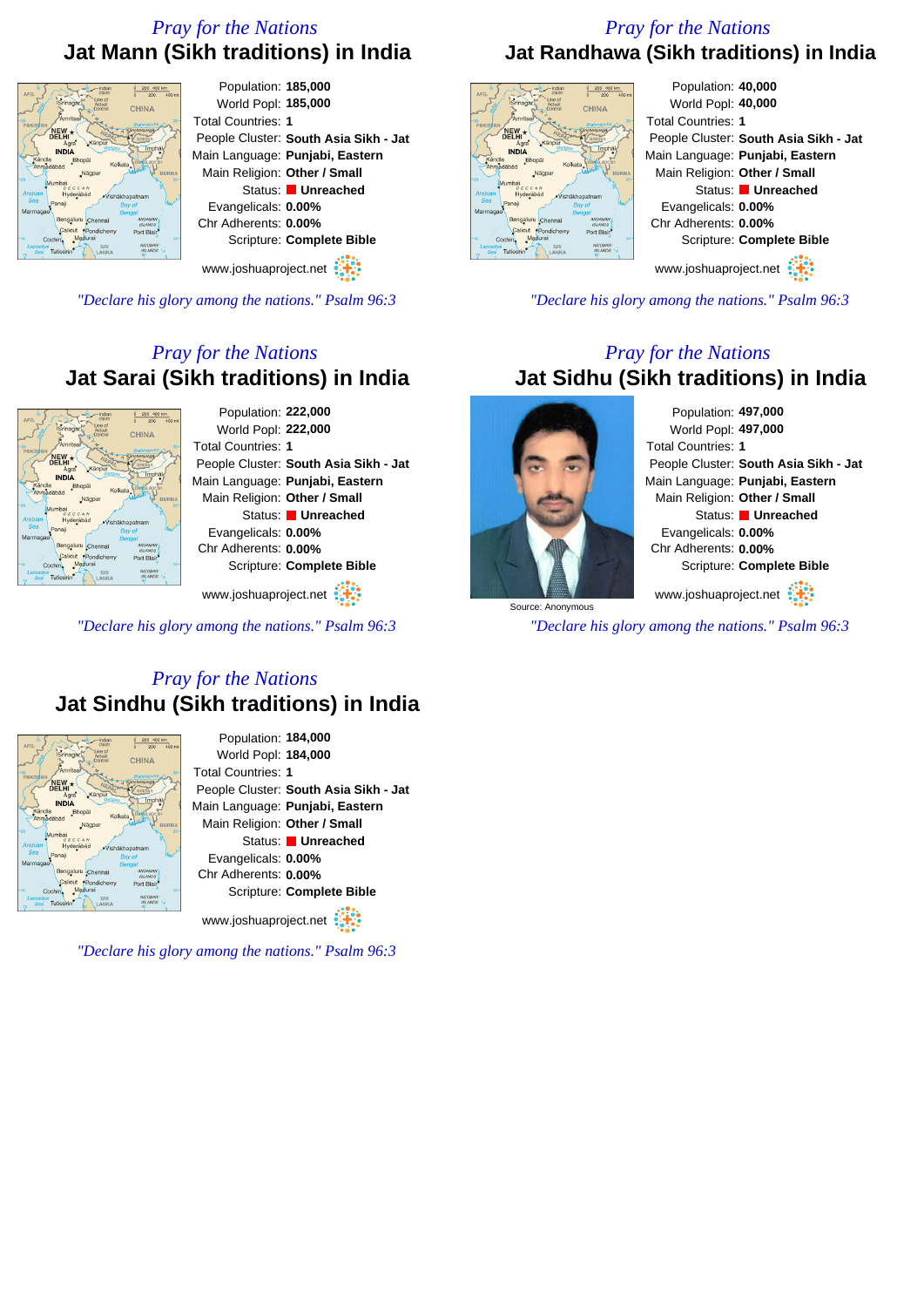*Pray for the Nations*

## Jat Mann (Sikh traditions) in India

Population: **185,000**
World Popl: **185,000**
Total Countries: **1**
People Cluster: **South Asia Sikh - Jat**
Main Language: **Punjabi, Eastern**
Main Religion: **Other / Small**
Status: **Unreached**
Evangelicals: **0.00%**
Chr Adherents: **0.00%**
Scripture: **Complete Bible**

www.joshuaproject.net

*"Declare his glory among the nations." Psalm 96:3*

*Pray for the Nations*

## Jat Randhawa (Sikh traditions) in India

Population: **40,000**
World Popl: **40,000**
Total Countries: **1**
People Cluster: **South Asia Sikh - Jat**
Main Language: **Punjabi, Eastern**
Main Religion: **Other / Small**
Status: **Unreached**
Evangelicals: **0.00%**
Chr Adherents: **0.00%**
Scripture: **Complete Bible**

www.joshuaproject.net

*"Declare his glory among the nations." Psalm 96:3*

*Pray for the Nations*

## Jat Sarai (Sikh traditions) in India

Population: **222,000**
World Popl: **222,000**
Total Countries: **1**
People Cluster: **South Asia Sikh - Jat**
Main Language: **Punjabi, Eastern**
Main Religion: **Other / Small**
Status: **Unreached**
Evangelicals: **0.00%**
Chr Adherents: **0.00%**
Scripture: **Complete Bible**

www.joshuaproject.net

*"Declare his glory among the nations." Psalm 96:3*

*Pray for the Nations*

## Jat Sidhu (Sikh traditions) in India

Source: Anonymous

Population: **497,000**
World Popl: **497,000**
Total Countries: **1**
People Cluster: **South Asia Sikh - Jat**
Main Language: **Punjabi, Eastern**
Main Religion: **Other / Small**
Status: **Unreached**
Evangelicals: **0.00%**
Chr Adherents: **0.00%**
Scripture: **Complete Bible**

www.joshuaproject.net

*"Declare his glory among the nations." Psalm 96:3*

*Pray for the Nations*

## Jat Sindhu (Sikh traditions) in India

Population: **184,000**
World Popl: **184,000**
Total Countries: **1**
People Cluster: **South Asia Sikh - Jat**
Main Language: **Punjabi, Eastern**
Main Religion: **Other / Small**
Status: **Unreached**
Evangelicals: **0.00%**
Chr Adherents: **0.00%**
Scripture: **Complete Bible**

www.joshuaproject.net

*"Declare his glory among the nations." Psalm 96:3*